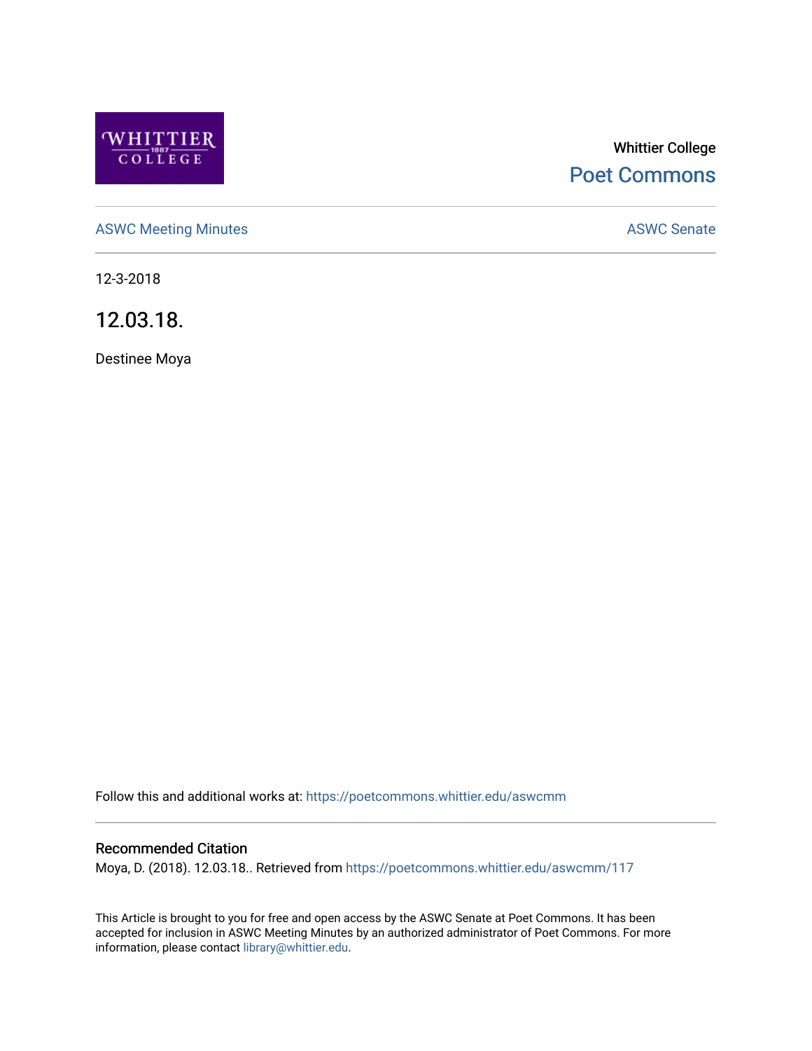Whittier College

Poet Commons

ASWC Meeting Minutes

ASWC Senate

12-3-2018

# 12.03.18.

Destinee Moya

Follow this and additional works at: https://poetcommons.whittier.edu/aswcmm

## Recommended Citation

Moya, D. (2018). 12.03.18.. Retrieved from https://poetcommons.whittier.edu/aswcmm/117

This Article is brought to you for free and open access by the ASWC Senate at Poet Commons. It has been accepted for inclusion in ASWC Meeting Minutes by an authorized administrator of Poet Commons. For more information, please contact library@whittier.edu.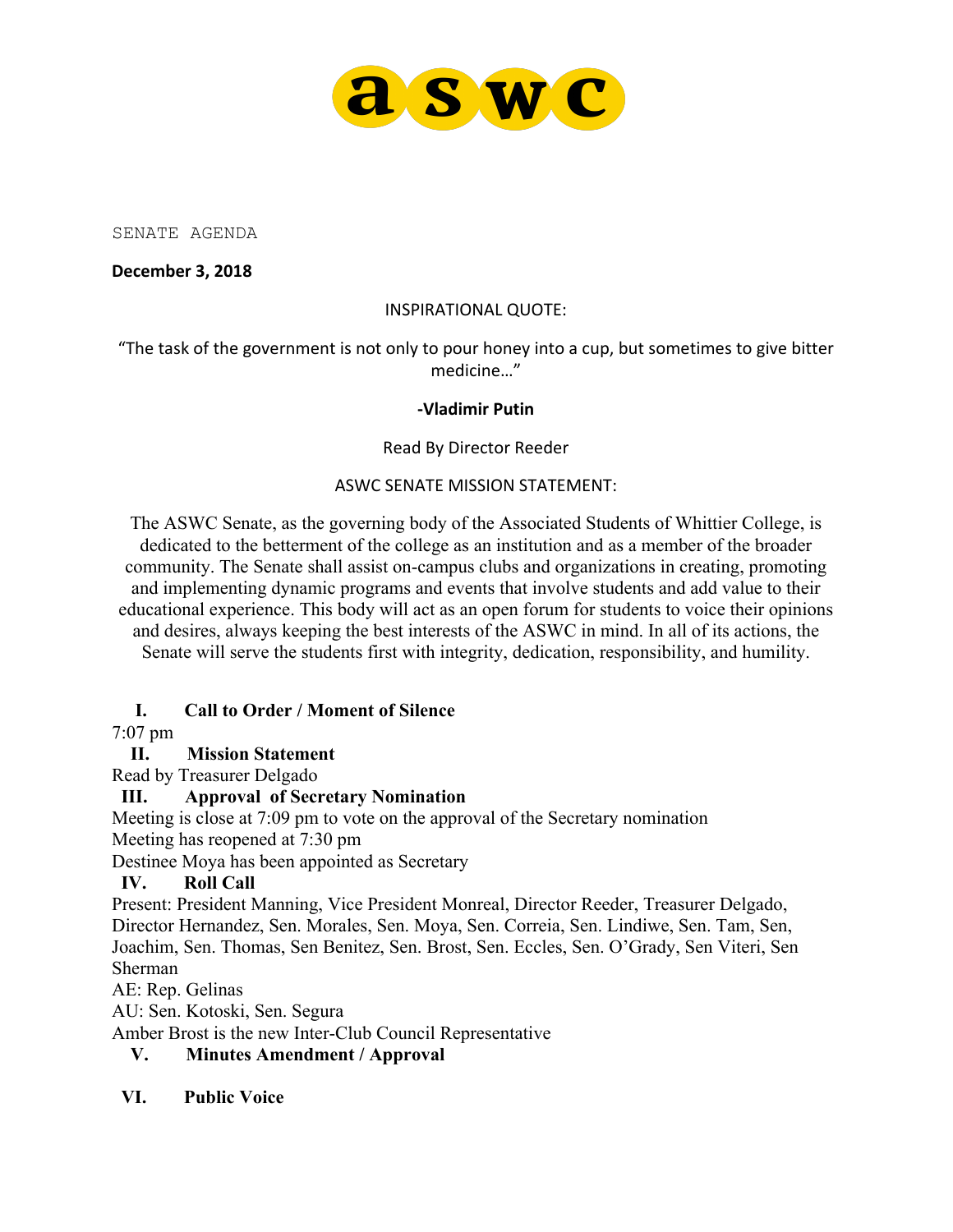# aswc

SENATE AGENDA

**December 3, 2018**

INSPIRATIONAL QUOTE:

"The task of the government is not only to pour honey into a cup, but sometimes to give bitter medicine…"

**-Vladimir Putin**

Read By Director Reeder

ASWC SENATE MISSION STATEMENT:

The ASWC Senate, as the governing body of the Associated Students of Whittier College, is dedicated to the betterment of the college as an institution and as a member of the broader community. The Senate shall assist on-campus clubs and organizations in creating, promoting and implementing dynamic programs and events that involve students and add value to their educational experience. This body will act as an open forum for students to voice their opinions and desires, always keeping the best interests of the ASWC in mind. In all of its actions, the Senate will serve the students first with integrity, dedication, responsibility, and humility.

## I. Call to Order / Moment of Silence

7:07 pm

## II. Mission Statement

Read by Treasurer Delgado

## III. Approval of Secretary Nomination

Meeting is close at 7:09 pm to vote on the approval of the Secretary nomination

Meeting has reopened at 7:30 pm

Destinee Moya has been appointed as Secretary

## IV. Roll Call

Present: President Manning, Vice President Monreal, Director Reeder, Treasurer Delgado, Director Hernandez, Sen. Morales, Sen. Moya, Sen. Correia, Sen. Lindiwe, Sen. Tam, Sen, Joachim, Sen. Thomas, Sen Benitez, Sen. Brost, Sen. Eccles, Sen. O'Grady, Sen Viteri, Sen Sherman

AE: Rep. Gelinas

AU: Sen. Kotoski, Sen. Segura

Amber Brost is the new Inter-Club Council Representative

## V. Minutes Amendment / Approval

## VI. Public Voice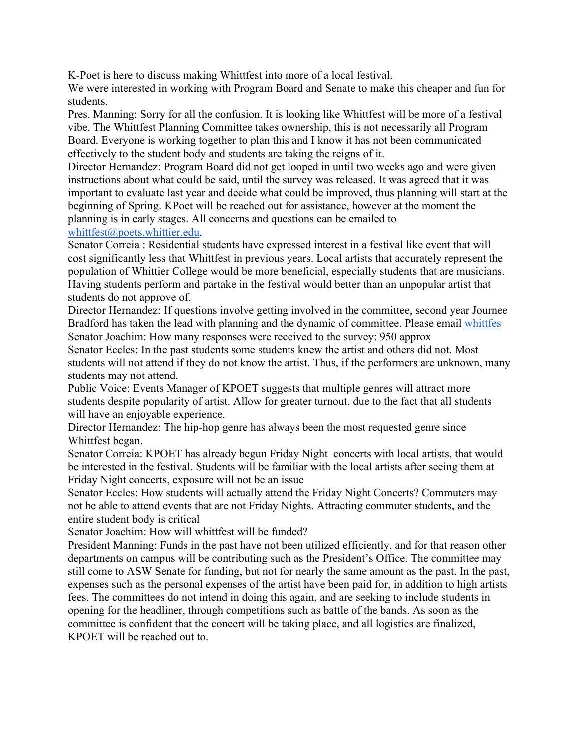K-Poet is here to discuss making Whittfest into more of a local festival.
We were interested in working with Program Board and Senate to make this cheaper and fun for students.
Pres. Manning: Sorry for all the confusion. It is looking like Whittfest will be more of a festival vibe. The Whittfest Planning Committee takes ownership, this is not necessarily all Program Board. Everyone is working together to plan this and I know it has not been communicated effectively to the student body and students are taking the reigns of it.
Director Hernandez: Program Board did not get looped in until two weeks ago and were given instructions about what could be said, until the survey was released. It was agreed that it was important to evaluate last year and decide what could be improved, thus planning will start at the beginning of Spring. KPoet will be reached out for assistance, however at the moment the planning is in early stages. All concerns and questions can be emailed to whittfest@poets.whittier.edu.
Senator Correia : Residential students have expressed interest in a festival like event that will cost significantly less that Whittfest in previous years. Local artists that accurately represent the population of Whittier College would be more beneficial, especially students that are musicians. Having students perform and partake in the festival would better than an unpopular artist that students do not approve of.
Director Hernandez: If questions involve getting involved in the committee, second year Journee Bradford has taken the lead with planning and the dynamic of committee. Please email whittfes
Senator Joachim: How many responses were received to the survey: 950 approx
Senator Eccles: In the past students some students knew the artist and others did not. Most students will not attend if they do not know the artist. Thus, if the performers are unknown, many students may not attend.
Public Voice: Events Manager of KPOET suggests that multiple genres will attract more students despite popularity of artist. Allow for greater turnout, due to the fact that all students will have an enjoyable experience.
Director Hernandez: The hip-hop genre has always been the most requested genre since Whittfest began.
Senator Correia: KPOET has already begun Friday Night concerts with local artists, that would be interested in the festival. Students will be familiar with the local artists after seeing them at Friday Night concerts, exposure will not be an issue
Senator Eccles: How students will actually attend the Friday Night Concerts? Commuters may not be able to attend events that are not Friday Nights. Attracting commuter students, and the entire student body is critical
Senator Joachim: How will whittfest will be funded?
President Manning: Funds in the past have not been utilized efficiently, and for that reason other departments on campus will be contributing such as the President's Office. The committee may still come to ASW Senate for funding, but not for nearly the same amount as the past. In the past, expenses such as the personal expenses of the artist have been paid for, in addition to high artists fees. The committees do not intend in doing this again, and are seeking to include students in opening for the headliner, through competitions such as battle of the bands. As soon as the committee is confident that the concert will be taking place, and all logistics are finalized, KPOET will be reached out to.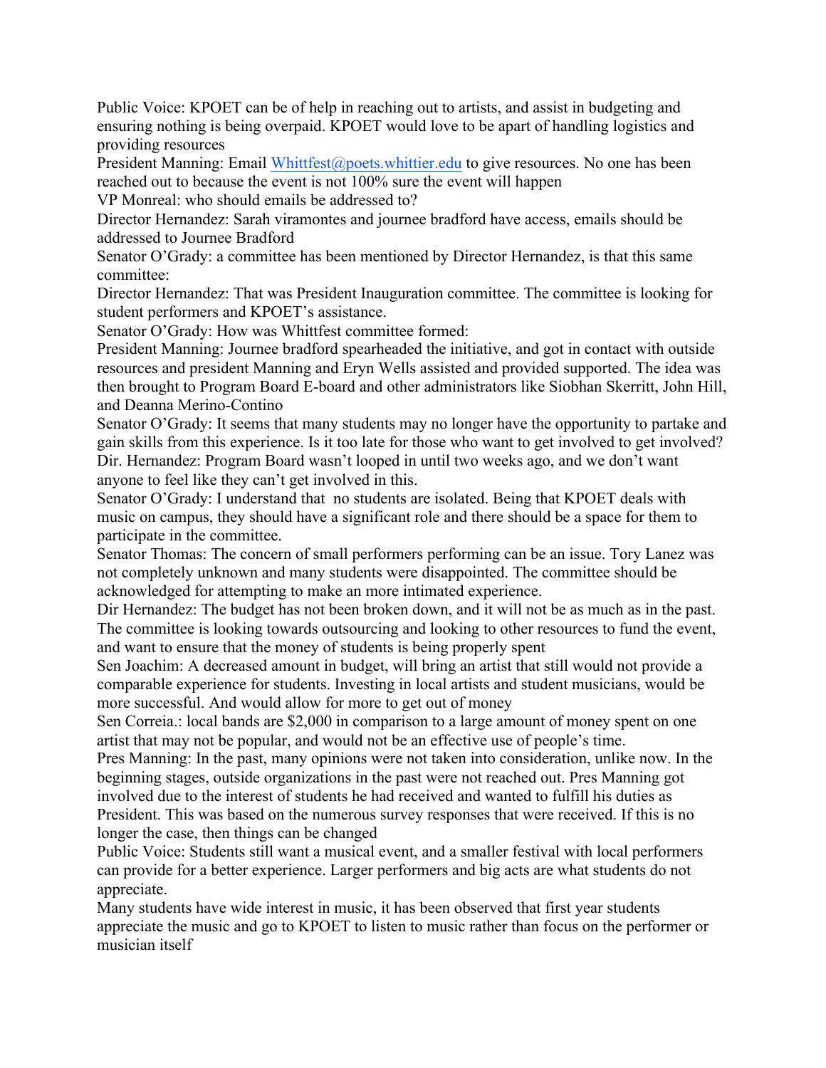Public Voice: KPOET can be of help in reaching out to artists, and assist in budgeting and ensuring nothing is being overpaid. KPOET would love to be apart of handling logistics and providing resources

President Manning: Email Whittfest@poets.whittier.edu to give resources. No one has been reached out to because the event is not 100% sure the event will happen

VP Monreal: who should emails be addressed to?

Director Hernandez: Sarah viramontes and journee bradford have access, emails should be addressed to Journee Bradford

Senator O'Grady: a committee has been mentioned by Director Hernandez, is that this same committee:

Director Hernandez: That was President Inauguration committee. The committee is looking for student performers and KPOET's assistance.

Senator O'Grady: How was Whittfest committee formed:

President Manning: Journee bradford spearheaded the initiative, and got in contact with outside resources and president Manning and Eryn Wells assisted and provided supported. The idea was then brought to Program Board E-board and other administrators like Siobhan Skerritt, John Hill, and Deanna Merino-Contino

Senator O'Grady: It seems that many students may no longer have the opportunity to partake and gain skills from this experience. Is it too late for those who want to get involved to get involved?

Dir. Hernandez: Program Board wasn't looped in until two weeks ago, and we don't want anyone to feel like they can't get involved in this.

Senator O'Grady: I understand that no students are isolated. Being that KPOET deals with music on campus, they should have a significant role and there should be a space for them to participate in the committee.

Senator Thomas: The concern of small performers performing can be an issue. Tory Lanez was not completely unknown and many students were disappointed. The committee should be acknowledged for attempting to make an more intimated experience.

Dir Hernandez: The budget has not been broken down, and it will not be as much as in the past. The committee is looking towards outsourcing and looking to other resources to fund the event, and want to ensure that the money of students is being properly spent

Sen Joachim: A decreased amount in budget, will bring an artist that still would not provide a comparable experience for students. Investing in local artists and student musicians, would be more successful. And would allow for more to get out of money

Sen Correia.: local bands are $2,000 in comparison to a large amount of money spent on one artist that may not be popular, and would not be an effective use of people's time.

Pres Manning: In the past, many opinions were not taken into consideration, unlike now. In the beginning stages, outside organizations in the past were not reached out. Pres Manning got involved due to the interest of students he had received and wanted to fulfill his duties as President. This was based on the numerous survey responses that were received. If this is no longer the case, then things can be changed

Public Voice: Students still want a musical event, and a smaller festival with local performers can provide for a better experience. Larger performers and big acts are what students do not appreciate.

Many students have wide interest in music, it has been observed that first year students appreciate the music and go to KPOET to listen to music rather than focus on the performer or musician itself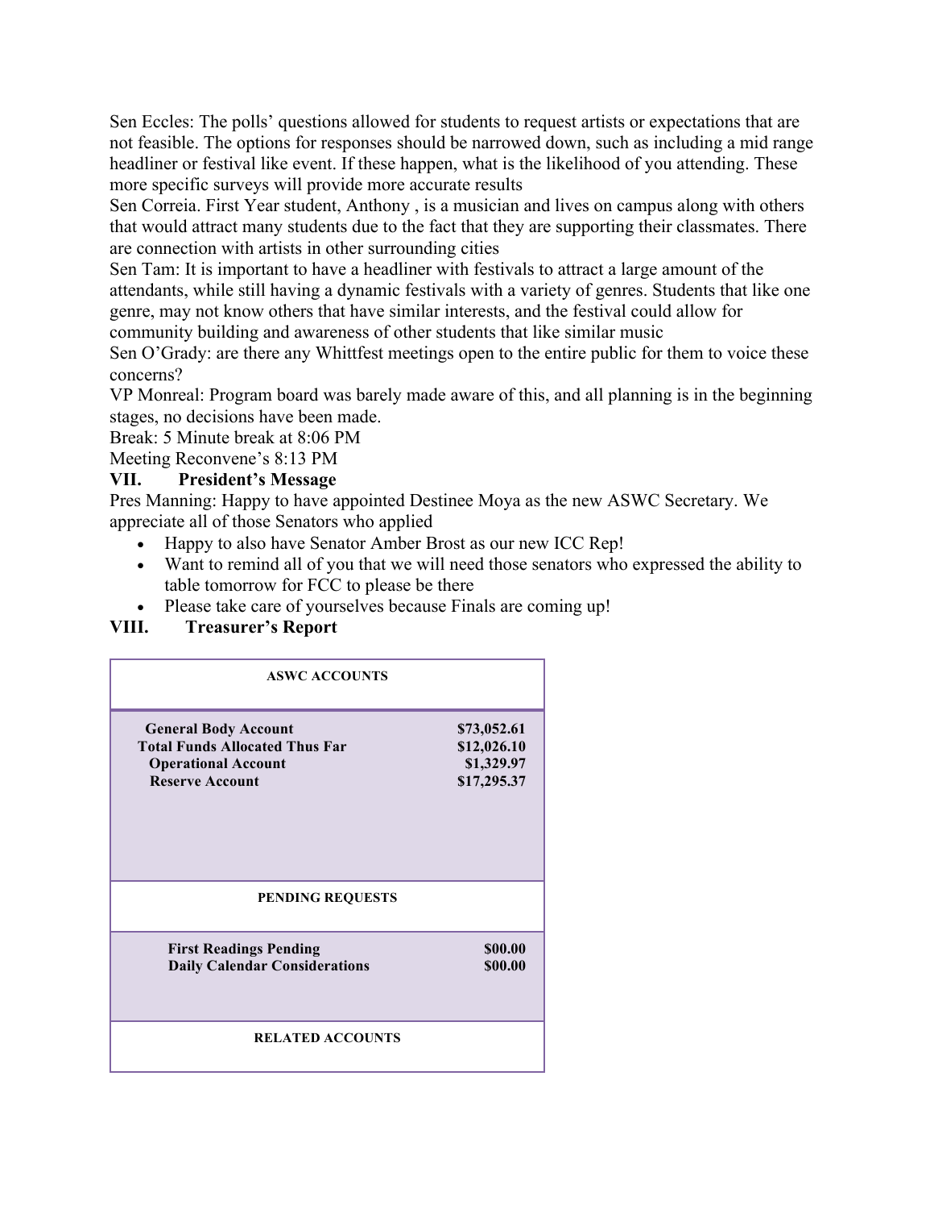Sen Eccles: The polls' questions allowed for students to request artists or expectations that are not feasible. The options for responses should be narrowed down, such as including a mid range headliner or festival like event. If these happen, what is the likelihood of you attending. These more specific surveys will provide more accurate results

Sen Correia. First Year student, Anthony , is a musician and lives on campus along with others that would attract many students due to the fact that they are supporting their classmates. There are connection with artists in other surrounding cities

Sen Tam: It is important to have a headliner with festivals to attract a large amount of the attendants, while still having a dynamic festivals with a variety of genres. Students that like one genre, may not know others that have similar interests, and the festival could allow for community building and awareness of other students that like similar music

Sen O'Grady: are there any Whittfest meetings open to the entire public for them to voice these concerns?

VP Monreal: Program board was barely made aware of this, and all planning is in the beginning stages, no decisions have been made.

Break: 5 Minute break at 8:06 PM

Meeting Reconvene's 8:13 PM

## VII. President's Message

Pres Manning: Happy to have appointed Destinee Moya as the new ASWC Secretary. We appreciate all of those Senators who applied

- Happy to also have Senator Amber Brost as our new ICC Rep!
- Want to remind all of you that we will need those senators who expressed the ability to table tomorrow for FCC to please be there
- Please take care of yourselves because Finals are coming up!

## VIII. Treasurer's Report

| ASWC ACCOUNTS | |
|---|---|
| **General Body Account** | **$73,052.61** |
| **Total Funds Allocated Thus Far** | **$12,026.10** |
| **Operational Account** | **$1,329.97** |
| **Reserve Account** | **$17,295.37** |
| **PENDING REQUESTS** | |
| **First Readings Pending** | **$00.00** |
| **Daily Calendar Considerations** | **$00.00** |
| **RELATED ACCOUNTS** | |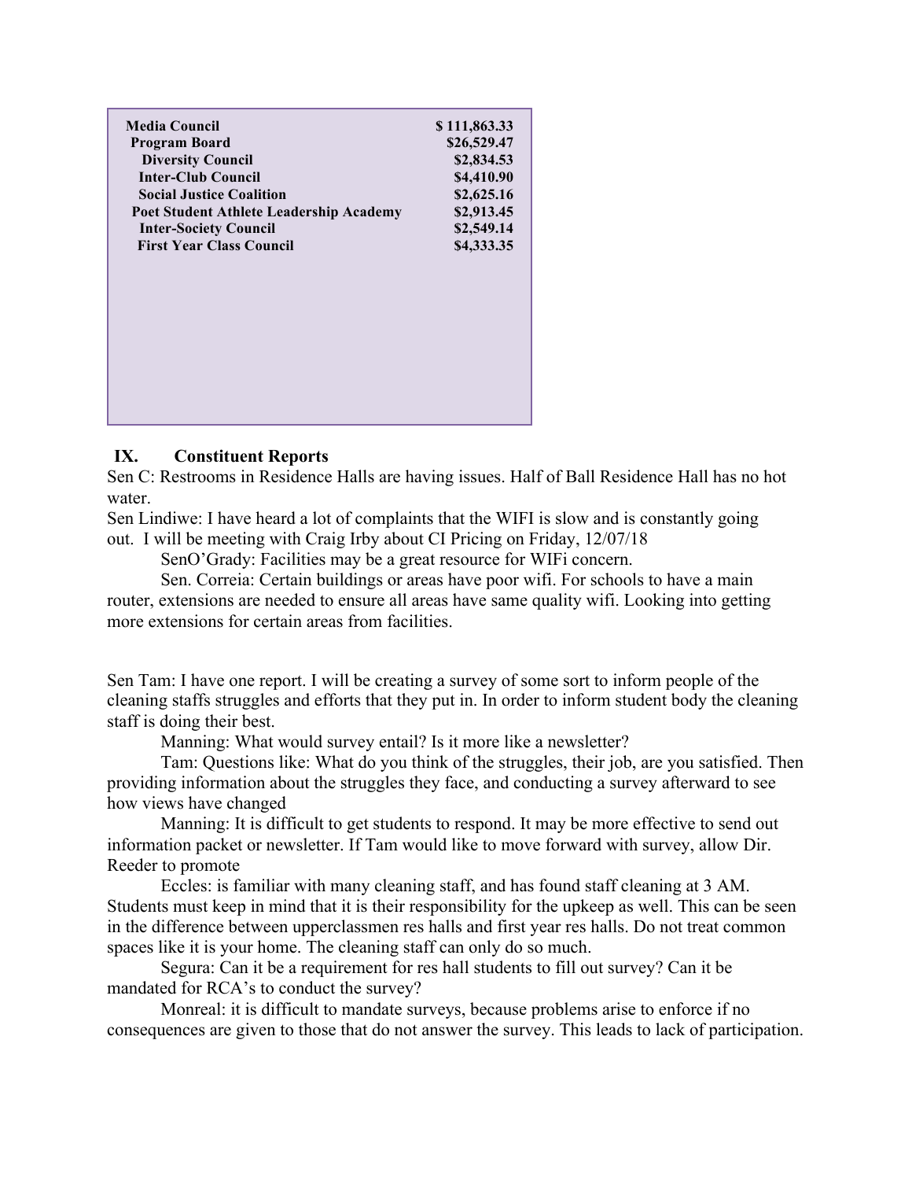| | |
|---|---|
| **Media Council** | **$ 111,863.33** |
| **Program Board** | **$26,529.47** |
| **Diversity Council** | **$2,834.53** |
| **Inter-Club Council** | **$4,410.90** |
| **Social Justice Coalition** | **$2,625.16** |
| **Poet Student Athlete Leadership Academy** | **$2,913.45** |
| **Inter-Society Council** | **$2,549.14** |
| **First Year Class Council** | **$4,333.35** |

## IX. Constituent Reports

Sen C: Restrooms in Residence Halls are having issues. Half of Ball Residence Hall has no hot water.

Sen Lindiwe: I have heard a lot of complaints that the WIFI is slow and is constantly going out. I will be meeting with Craig Irby about CI Pricing on Friday, 12/07/18

SenO'Grady: Facilities may be a great resource for WIFi concern.

Sen. Correia: Certain buildings or areas have poor wifi. For schools to have a main router, extensions are needed to ensure all areas have same quality wifi. Looking into getting more extensions for certain areas from facilities.

Sen Tam: I have one report. I will be creating a survey of some sort to inform people of the cleaning staffs struggles and efforts that they put in. In order to inform student body the cleaning staff is doing their best.

Manning: What would survey entail? Is it more like a newsletter?

Tam: Questions like: What do you think of the struggles, their job, are you satisfied. Then providing information about the struggles they face, and conducting a survey afterward to see how views have changed

Manning: It is difficult to get students to respond. It may be more effective to send out information packet or newsletter. If Tam would like to move forward with survey, allow Dir. Reeder to promote

Eccles: is familiar with many cleaning staff, and has found staff cleaning at 3 AM. Students must keep in mind that it is their responsibility for the upkeep as well. This can be seen in the difference between upperclassmen res halls and first year res halls. Do not treat common spaces like it is your home. The cleaning staff can only do so much.

Segura: Can it be a requirement for res hall students to fill out survey? Can it be mandated for RCA's to conduct the survey?

Monreal: it is difficult to mandate surveys, because problems arise to enforce if no consequences are given to those that do not answer the survey. This leads to lack of participation.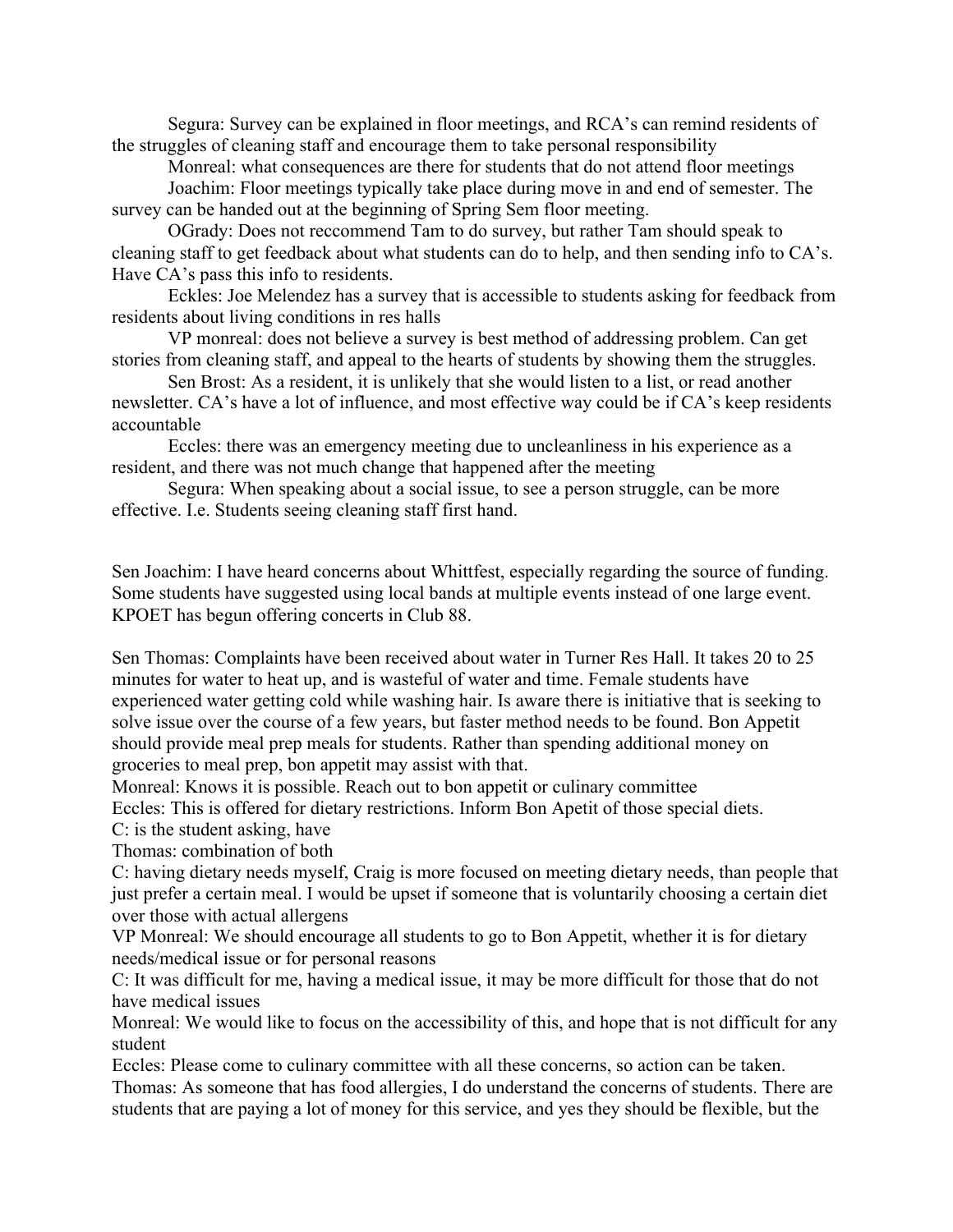Segura: Survey can be explained in floor meetings, and RCA's can remind residents of the struggles of cleaning staff and encourage them to take personal responsibility

Monreal: what consequences are there for students that do not attend floor meetings

Joachim: Floor meetings typically take place during move in and end of semester. The survey can be handed out at the beginning of Spring Sem floor meeting.

OGrady: Does not reccommend Tam to do survey, but rather Tam should speak to cleaning staff to get feedback about what students can do to help, and then sending info to CA's. Have CA's pass this info to residents.

Eckles: Joe Melendez has a survey that is accessible to students asking for feedback from residents about living conditions in res halls

VP monreal: does not believe a survey is best method of addressing problem. Can get stories from cleaning staff, and appeal to the hearts of students by showing them the struggles.

Sen Brost: As a resident, it is unlikely that she would listen to a list, or read another newsletter. CA's have a lot of influence, and most effective way could be if CA's keep residents accountable

Eccles: there was an emergency meeting due to uncleanliness in his experience as a resident, and there was not much change that happened after the meeting

Segura: When speaking about a social issue, to see a person struggle, can be more effective. I.e. Students seeing cleaning staff first hand.

Sen Joachim: I have heard concerns about Whittfest, especially regarding the source of funding. Some students have suggested using local bands at multiple events instead of one large event. KPOET has begun offering concerts in Club 88.

Sen Thomas: Complaints have been received about water in Turner Res Hall. It takes 20 to 25 minutes for water to heat up, and is wasteful of water and time. Female students have experienced water getting cold while washing hair. Is aware there is initiative that is seeking to solve issue over the course of a few years, but faster method needs to be found. Bon Appetit should provide meal prep meals for students. Rather than spending additional money on groceries to meal prep, bon appetit may assist with that.

Monreal: Knows it is possible. Reach out to bon appetit or culinary committee

Eccles: This is offered for dietary restrictions. Inform Bon Apetit of those special diets.

C: is the student asking, have

Thomas: combination of both

C: having dietary needs myself, Craig is more focused on meeting dietary needs, than people that just prefer a certain meal. I would be upset if someone that is voluntarily choosing a certain diet over those with actual allergens

VP Monreal: We should encourage all students to go to Bon Appetit, whether it is for dietary needs/medical issue or for personal reasons

C: It was difficult for me, having a medical issue, it may be more difficult for those that do not have medical issues

Monreal: We would like to focus on the accessibility of this, and hope that is not difficult for any student

Eccles: Please come to culinary committee with all these concerns, so action can be taken.

Thomas: As someone that has food allergies, I do understand the concerns of students. There are students that are paying a lot of money for this service, and yes they should be flexible, but the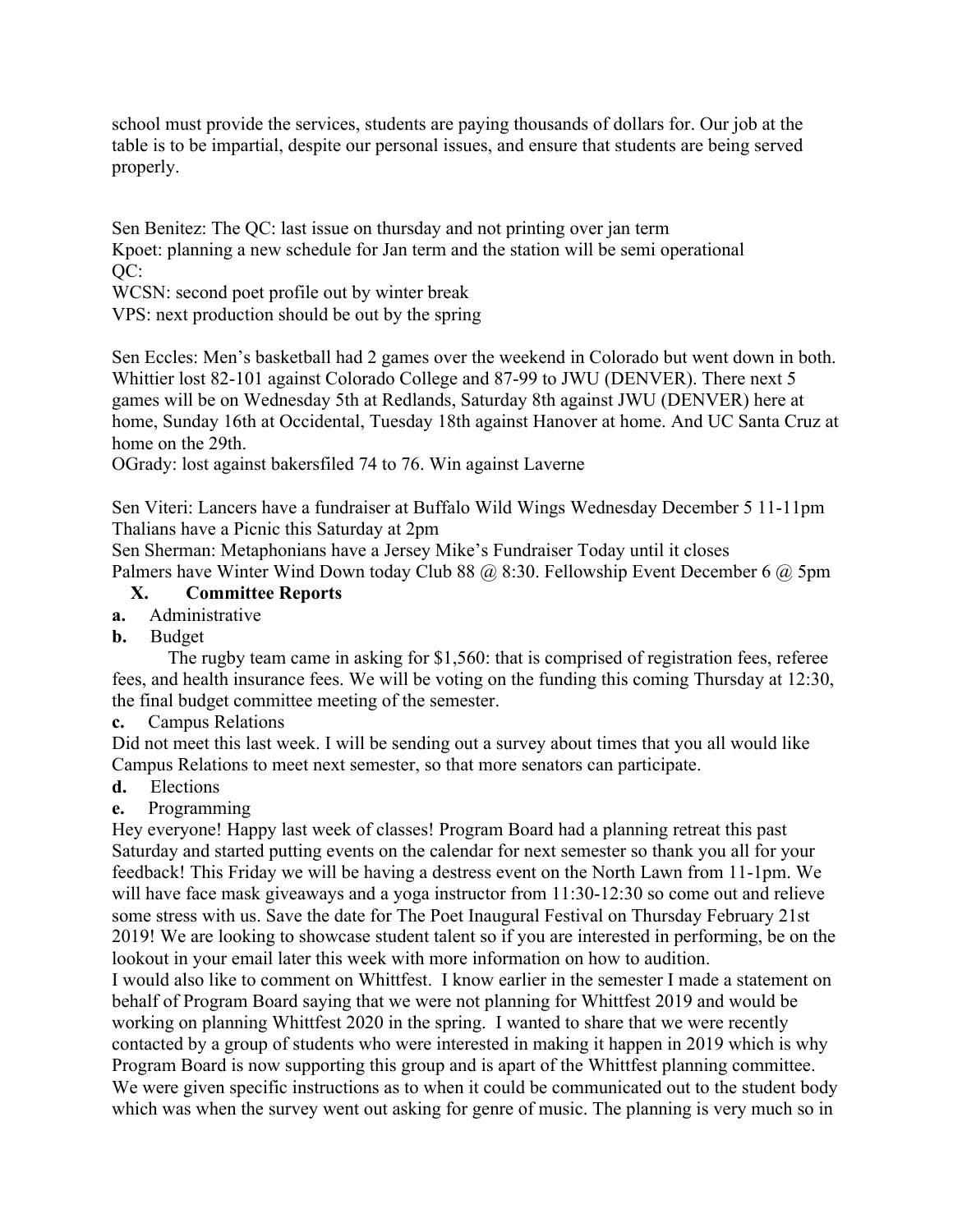school must provide the services, students are paying thousands of dollars for. Our job at the table is to be impartial, despite our personal issues, and ensure that students are being served properly.

Sen Benitez: The QC: last issue on thursday and not printing over jan term
Kpoet: planning a new schedule for Jan term and the station will be semi operational
QC:
WCSN: second poet profile out by winter break
VPS: next production should be out by the spring

Sen Eccles: Men's basketball had 2 games over the weekend in Colorado but went down in both. Whittier lost 82-101 against Colorado College and 87-99 to JWU (DENVER). There next 5 games will be on Wednesday 5th at Redlands, Saturday 8th against JWU (DENVER) here at home, Sunday 16th at Occidental, Tuesday 18th against Hanover at home. And UC Santa Cruz at home on the 29th.
OGrady: lost against bakersfiled 74 to 76. Win against Laverne

Sen Viteri: Lancers have a fundraiser at Buffalo Wild Wings Wednesday December 5 11-11pm
Thalians have a Picnic this Saturday at 2pm
Sen Sherman: Metaphonians have a Jersey Mike's Fundraiser Today until it closes
Palmers have Winter Wind Down today Club 88 @ 8:30. Fellowship Event December 6 @ 5pm

## X. Committee Reports

**a.** Administrative

**b.** Budget

The rugby team came in asking for $1,560: that is comprised of registration fees, referee fees, and health insurance fees. We will be voting on the funding this coming Thursday at 12:30, the final budget committee meeting of the semester.

**c.** Campus Relations

Did not meet this last week. I will be sending out a survey about times that you all would like Campus Relations to meet next semester, so that more senators can participate.

**d.** Elections

**e.** Programming

Hey everyone! Happy last week of classes! Program Board had a planning retreat this past Saturday and started putting events on the calendar for next semester so thank you all for your feedback! This Friday we will be having a destress event on the North Lawn from 11-1pm. We will have face mask giveaways and a yoga instructor from 11:30-12:30 so come out and relieve some stress with us. Save the date for The Poet Inaugural Festival on Thursday February 21st 2019! We are looking to showcase student talent so if you are interested in performing, be on the lookout in your email later this week with more information on how to audition.

I would also like to comment on Whittfest. I know earlier in the semester I made a statement on behalf of Program Board saying that we were not planning for Whittfest 2019 and would be working on planning Whittfest 2020 in the spring. I wanted to share that we were recently contacted by a group of students who were interested in making it happen in 2019 which is why Program Board is now supporting this group and is apart of the Whittfest planning committee. We were given specific instructions as to when it could be communicated out to the student body which was when the survey went out asking for genre of music. The planning is very much so in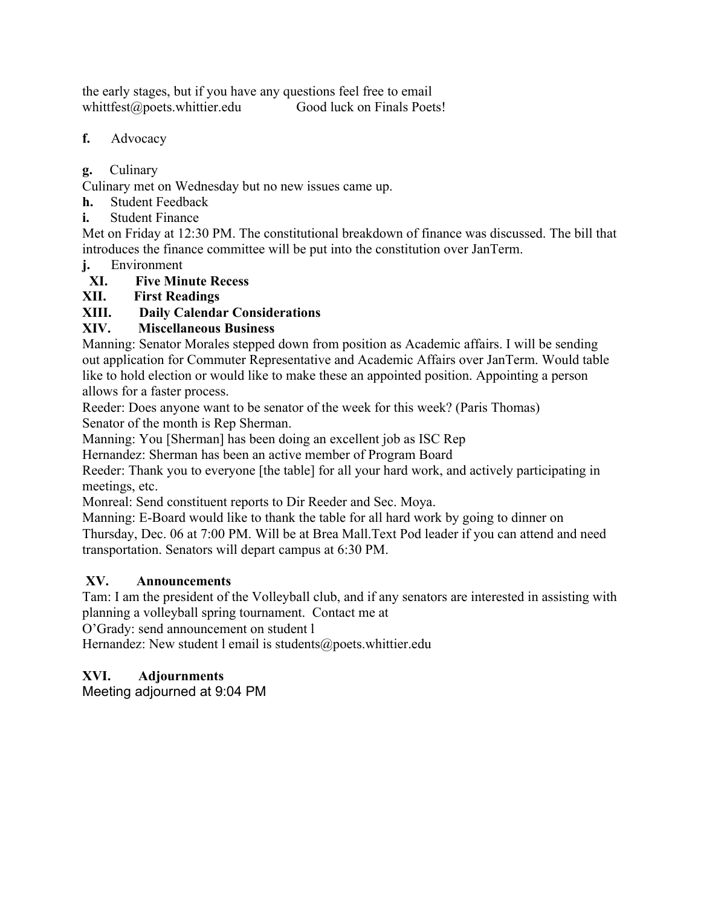the early stages, but if you have any questions feel free to email whittfest@poets.whittier.edu Good luck on Finals Poets!

**f.** Advocacy

**g.** Culinary

Culinary met on Wednesday but no new issues came up.

**h.** Student Feedback

**i.** Student Finance

Met on Friday at 12:30 PM. The constitutional breakdown of finance was discussed. The bill that introduces the finance committee will be put into the constitution over JanTerm.

**j.** Environment

**XI. Five Minute Recess**

**XII. First Readings**

**XIII. Daily Calendar Considerations**

**XIV. Miscellaneous Business**

Manning: Senator Morales stepped down from position as Academic affairs. I will be sending out application for Commuter Representative and Academic Affairs over JanTerm. Would table like to hold election or would like to make these an appointed position. Appointing a person allows for a faster process.

Reeder: Does anyone want to be senator of the week for this week? (Paris Thomas)

Senator of the month is Rep Sherman.

Manning: You [Sherman] has been doing an excellent job as ISC Rep

Hernandez: Sherman has been an active member of Program Board

Reeder: Thank you to everyone [the table] for all your hard work, and actively participating in meetings, etc.

Monreal: Send constituent reports to Dir Reeder and Sec. Moya.

Manning: E-Board would like to thank the table for all hard work by going to dinner on Thursday, Dec. 06 at 7:00 PM. Will be at Brea Mall.Text Pod leader if you can attend and need transportation. Senators will depart campus at 6:30 PM.

**XV. Announcements**

Tam: I am the president of the Volleyball club, and if any senators are interested in assisting with planning a volleyball spring tournament. Contact me at

O'Grady: send announcement on student l

Hernandez: New student l email is students@poets.whittier.edu

**XVI. Adjournments**

Meeting adjourned at 9:04 PM